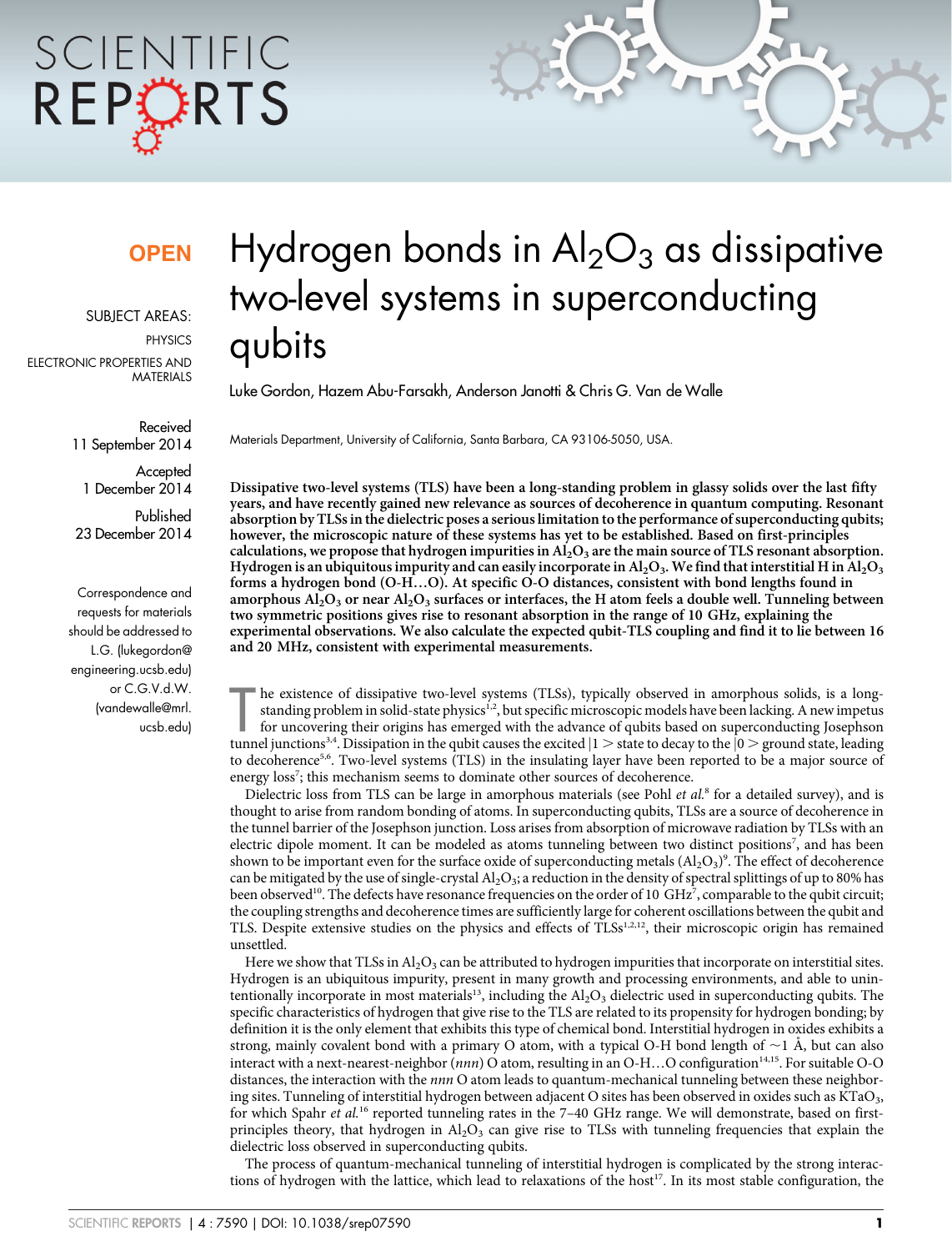**OPEN**

SUBJECT AREAS:

PHYSICS

ELECTRONIC PROPERTIES AND MATERIALS

Received 11 September 2014

Accepted 1 December 2014

Published 23 December 2014

Correspondence and requests for materials should be addressed to L.G. (lukegordon@engineering.ucsb.edu) or C.G.V.d.W. (vandewalle@mrl.ucsb.edu)

# Hydrogen bonds in $Al_2O_3$ as dissipative two-level systems in superconducting qubits

Luke Gordon, Hazem Abu-Farsakh, Anderson Janotti & Chris G. Van de Walle

Materials Department, University of California, Santa Barbara, CA 93106-5050, USA.

**Dissipative two-level systems (TLS) have been a long-standing problem in glassy solids over the last fifty years, and have recently gained new relevance as sources of decoherence in quantum computing. Resonant absorption by TLSs in the dielectric poses a serious limitation to the performance of superconducting qubits; however, the microscopic nature of these systems has yet to be established. Based on first-principles calculations, we propose that hydrogen impurities in $Al_2O_3$ are the main source of TLS resonant absorption. Hydrogen is an ubiquitous impurity and can easily incorporate in $Al_2O_3$. We find that interstitial H in $Al_2O_3$ forms a hydrogen bond (O-H…O). At specific O-O distances, consistent with bond lengths found in amorphous $Al_2O_3$ or near $Al_2O_3$ surfaces or interfaces, the H atom feels a double well. Tunneling between two symmetric positions gives rise to resonant absorption in the range of 10 GHz, explaining the experimental observations. We also calculate the expected qubit-TLS coupling and find it to lie between 16 and 20 MHz, consistent with experimental measurements.**

The existence of dissipative two-level systems (TLSs), typically observed in amorphous solids, is a long-standing problem in solid-state physics[1,2], but specific microscopic models have been lacking. A new impetus for uncovering their origins has emerged with the advance of qubits based on superconducting Josephson tunnel junctions[3,4]. Dissipation in the qubit causes the excited $|1>$ state to decay to the $|0>$ ground state, leading to decoherence[5,6]. Two-level systems (TLS) in the insulating layer have been reported to be a major source of energy loss[7]; this mechanism seems to dominate other sources of decoherence.

Dielectric loss from TLS can be large in amorphous materials (see Pohl *et al.*[8] for a detailed survey), and is thought to arise from random bonding of atoms. In superconducting qubits, TLSs are a source of decoherence in the tunnel barrier of the Josephson junction. Loss arises from absorption of microwave radiation by TLSs with an electric dipole moment. It can be modeled as atoms tunneling between two distinct positions[7], and has been shown to be important even for the surface oxide of superconducting metals ($Al_2O_3$)[9]. The effect of decoherence can be mitigated by the use of single-crystal $Al_2O_3$; a reduction in the density of spectral splittings of up to 80% has been observed[10]. The defects have resonance frequencies on the order of 10 GHz[7], comparable to the qubit circuit; the coupling strengths and decoherence times are sufficiently large for coherent oscillations between the qubit and TLS. Despite extensive studies on the physics and effects of TLSs[1,2,12], their microscopic origin has remained unsettled.

Here we show that TLSs in $Al_2O_3$ can be attributed to hydrogen impurities that incorporate on interstitial sites. Hydrogen is an ubiquitous impurity, present in many growth and processing environments, and able to unintentionally incorporate in most materials[13], including the $Al_2O_3$ dielectric used in superconducting qubits. The specific characteristics of hydrogen that give rise to the TLS are related to its propensity for hydrogen bonding; by definition it is the only element that exhibits this type of chemical bond. Interstitial hydrogen in oxides exhibits a strong, mainly covalent bond with a primary O atom, with a typical O-H bond length of ~1 Å, but can also interact with a next-nearest-neighbor (*nnn*) O atom, resulting in an O-H…O configuration[14,15]. For suitable O-O distances, the interaction with the *nnn* O atom leads to quantum-mechanical tunneling between these neighboring sites. Tunneling of interstitial hydrogen between adjacent O sites has been observed in oxides such as $KTaO_3$, for which Spahr *et al.*[16] reported tunneling rates in the 7–40 GHz range. We will demonstrate, based on first-principles theory, that hydrogen in $Al_2O_3$ can give rise to TLSs with tunneling frequencies that explain the dielectric loss observed in superconducting qubits.

The process of quantum-mechanical tunneling of interstitial hydrogen is complicated by the strong interactions of hydrogen with the lattice, which lead to relaxations of the host[17]. In its most stable configuration, the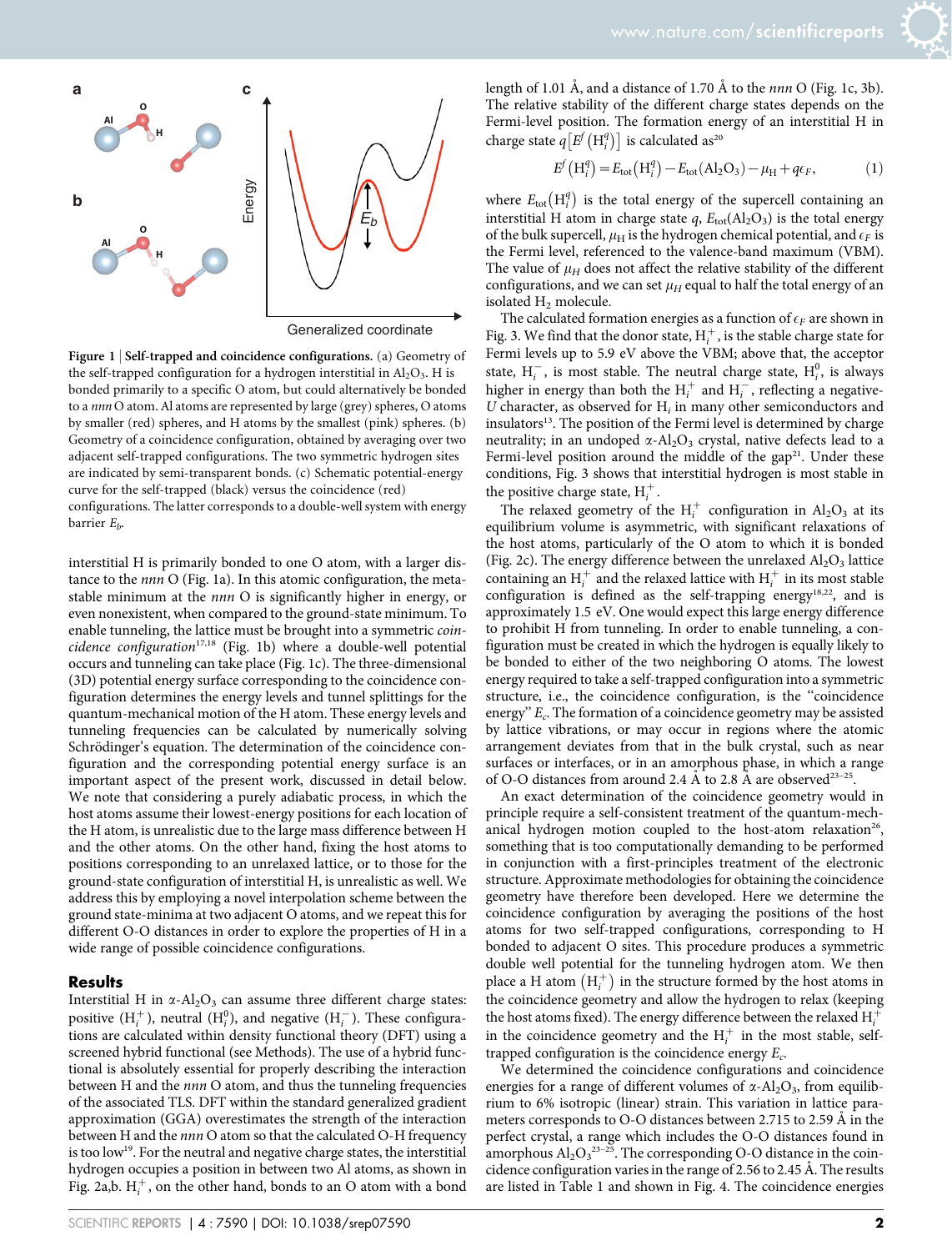**Figure 1 | Self-trapped and coincidence configurations.** (a) Geometry of the self-trapped configuration for a hydrogen interstitial in $Al_2O_3$. H is bonded primarily to a specific O atom, but could alternatively be bonded to a *nnn* O atom. Al atoms are represented by large (grey) spheres, O atoms by smaller (red) spheres, and H atoms by the smallest (pink) spheres. (b) Geometry of a coincidence configuration, obtained by averaging over two adjacent self-trapped configurations. The two symmetric hydrogen sites are indicated by semi-transparent bonds. (c) Schematic potential-energy curve for the self-trapped (black) versus the coincidence (red) configurations. The latter corresponds to a double-well system with energy barrier $E_b$.

interstitial H is primarily bonded to one O atom, with a larger distance to the *nnn* O (Fig. 1a). In this atomic configuration, the metastable minimum at the *nnn* O is significantly higher in energy, or even nonexistent, when compared to the ground-state minimum. To enable tunneling, the lattice must be brought into a symmetric *coincidence configuration*[17,18] (Fig. 1b) where a double-well potential occurs and tunneling can take place (Fig. 1c). The three-dimensional (3D) potential energy surface corresponding to the coincidence configuration determines the energy levels and tunnel splittings for the quantum-mechanical motion of the H atom. These energy levels and tunneling frequencies can be calculated by numerically solving Schrödinger's equation. The determination of the coincidence configuration and the corresponding potential energy surface is an important aspect of the present work, discussed in detail below. We note that considering a purely adiabatic process, in which the host atoms assume their lowest-energy positions for each location of the H atom, is unrealistic due to the large mass difference between H and the other atoms. On the other hand, fixing the host atoms to positions corresponding to an unrelaxed lattice, or to those for the ground-state configuration of interstitial H, is unrealistic as well. We address this by employing a novel interpolation scheme between the ground state-minima at two adjacent O atoms, and we repeat this for different O-O distances in order to explore the properties of H in a wide range of possible coincidence configurations.

## Results

Interstitial H in $\alpha$-$Al_2O_3$ can assume three different charge states: positive ($H_i^+$), neutral ($H_i^0$), and negative ($H_i^-$). These configurations are calculated within density functional theory (DFT) using a screened hybrid functional (see Methods). The use of a hybrid functional is absolutely essential for properly describing the interaction between H and the *nnn* O atom, and thus the tunneling frequencies of the associated TLS. DFT within the standard generalized gradient approximation (GGA) overestimates the strength of the interaction between H and the *nnn* O atom so that the calculated O-H frequency is too low[19]. For the neutral and negative charge states, the interstitial hydrogen occupies a position in between two Al atoms, as shown in Fig. 2a,b. $H_i^+$, on the other hand, bonds to an O atom with a bond length of 1.01 Å, and a distance of 1.70 Å to the *nnn* O (Fig. 1c, 3b). The relative stability of the different charge states depends on the Fermi-level position. The formation energy of an interstitial H in charge state $q\left[E^f\left(H_i^q\right)\right]$ is calculated as[20]

$$E^f\left(H_i^q\right) = E_{\rm tot}\left(H_i^q\right) - E_{\rm tot}(Al_2O_3) - \mu_H + q\epsilon_F, \tag{1}$$

where $E_{\rm tot}\left(H_i^q\right)$ is the total energy of the supercell containing an interstitial H atom in charge state $q$, $E_{\rm tot}(Al_2O_3)$ is the total energy of the bulk supercell, $\mu_H$ is the hydrogen chemical potential, and $\epsilon_F$ is the Fermi level, referenced to the valence-band maximum (VBM). The value of $\mu_H$ does not affect the relative stability of the different configurations, and we can set $\mu_H$ equal to half the total energy of an isolated $H_2$ molecule.

The calculated formation energies as a function of $\epsilon_F$ are shown in Fig. 3. We find that the donor state, $H_i^+$, is the stable charge state for Fermi levels up to 5.9 eV above the VBM; above that, the acceptor state, $H_i^-$, is most stable. The neutral charge state, $H_i^0$, is always higher in energy than both the $H_i^+$ and $H_i^-$, reflecting a negative-$U$ character, as observed for $H_i$ in many other semiconductors and insulators[13]. The position of the Fermi level is determined by charge neutrality; in an undoped $\alpha$-$Al_2O_3$ crystal, native defects lead to a Fermi-level position around the middle of the gap[21]. Under these conditions, Fig. 3 shows that interstitial hydrogen is most stable in the positive charge state, $H_i^+$.

The relaxed geometry of the $H_i^+$ configuration in $Al_2O_3$ at its equilibrium volume is asymmetric, with significant relaxations of the host atoms, particularly of the O atom to which it is bonded (Fig. 2c). The energy difference between the unrelaxed $Al_2O_3$ lattice containing an $H_i^+$ and the relaxed lattice with $H_i^+$ in its most stable configuration is defined as the self-trapping energy[18,22], and is approximately 1.5 eV. One would expect this large energy difference to prohibit H from tunneling. In order to enable tunneling, a configuration must be created in which the hydrogen is equally likely to be bonded to either of the two neighboring O atoms. The lowest energy required to take a self-trapped configuration into a symmetric structure, i.e., the coincidence configuration, is the "coincidence energy" $E_c$. The formation of a coincidence geometry may be assisted by lattice vibrations, or may occur in regions where the atomic arrangement deviates from that in the bulk crystal, such as near surfaces or interfaces, or in an amorphous phase, in which a range of O-O distances from around 2.4 Å to 2.8 Å are observed[23–25].

An exact determination of the coincidence geometry would in principle require a self-consistent treatment of the quantum-mechanical hydrogen motion coupled to the host-atom relaxation[26], something that is too computationally demanding to be performed in conjunction with a first-principles treatment of the electronic structure. Approximate methodologies for obtaining the coincidence geometry have therefore been developed. Here we determine the coincidence configuration by averaging the positions of the host atoms for two self-trapped configurations, corresponding to H bonded to adjacent O sites. This procedure produces a symmetric double well potential for the tunneling hydrogen atom. We then place a H atom $\left(H_i^+\right)$ in the structure formed by the host atoms in the coincidence geometry and allow the hydrogen to relax (keeping the host atoms fixed). The energy difference between the relaxed $H_i^+$ in the coincidence geometry and the $H_i^+$ in the most stable, self-trapped configuration is the coincidence energy $E_c$.

We determined the coincidence configurations and coincidence energies for a range of different volumes of $\alpha$-$Al_2O_3$, from equilibrium to 6% isotropic (linear) strain. This variation in lattice parameters corresponds to O-O distances between 2.715 to 2.59 Å in the perfect crystal, a range which includes the O-O distances found in amorphous $Al_2O_3$[23–25]. The corresponding O-O distance in the coincidence configuration varies in the range of 2.56 to 2.45 Å. The results are listed in Table 1 and shown in Fig. 4. The coincidence energies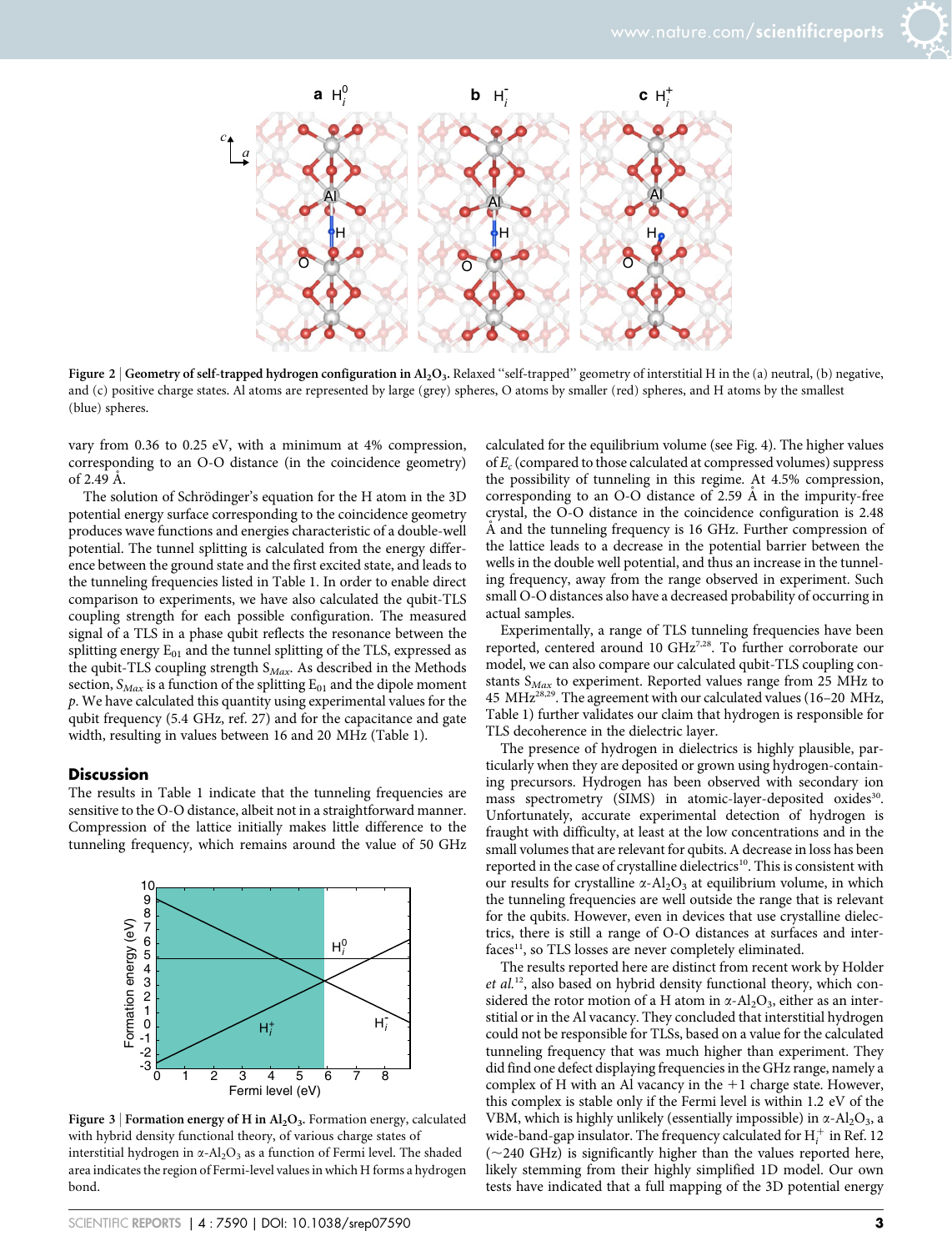Figure 2 | **Geometry of self-trapped hydrogen configuration in $Al_2O_3$.** Relaxed "self-trapped" geometry of interstitial H in the (a) neutral, (b) negative, and (c) positive charge states. Al atoms are represented by large (grey) spheres, O atoms by smaller (red) spheres, and H atoms by the smallest (blue) spheres.

vary from 0.36 to 0.25 eV, with a minimum at 4% compression, corresponding to an O-O distance (in the coincidence geometry) of 2.49 Å.

The solution of Schrödinger's equation for the H atom in the 3D potential energy surface corresponding to the coincidence geometry produces wave functions and energies characteristic of a double-well potential. The tunnel splitting is calculated from the energy difference between the ground state and the first excited state, and leads to the tunneling frequencies listed in Table 1. In order to enable direct comparison to experiments, we have also calculated the qubit-TLS coupling strength for each possible configuration. The measured signal of a TLS in a phase qubit reflects the resonance between the splitting energy $E_{01}$ and the tunnel splitting of the TLS, expressed as the qubit-TLS coupling strength $S_{Max}$. As described in the Methods section, $S_{Max}$ is a function of the splitting $E_{01}$ and the dipole moment $p$. We have calculated this quantity using experimental values for the qubit frequency (5.4 GHz, ref. 27) and for the capacitance and gate width, resulting in values between 16 and 20 MHz (Table 1).

## Discussion

The results in Table 1 indicate that the tunneling frequencies are sensitive to the O-O distance, albeit not in a straightforward manner. Compression of the lattice initially makes little difference to the tunneling frequency, which remains around the value of 50 GHz calculated for the equilibrium volume (see Fig. 4). The higher values of $E_c$ (compared to those calculated at compressed volumes) suppress the possibility of tunneling in this regime. At 4.5% compression, corresponding to an O-O distance of 2.59 Å in the impurity-free crystal, the O-O distance in the coincidence configuration is 2.48 Å and the tunneling frequency is 16 GHz. Further compression of the lattice leads to a decrease in the potential barrier between the wells in the double well potential, and thus an increase in the tunneling frequency, away from the range observed in experiment. Such small O-O distances also have a decreased probability of occurring in actual samples.

Figure 3 | **Formation energy of H in $Al_2O_3$.** Formation energy, calculated with hybrid density functional theory, of various charge states of interstitial hydrogen in $\alpha$-$Al_2O_3$ as a function of Fermi level. The shaded area indicates the region of Fermi-level values in which H forms a hydrogen bond.

Experimentally, a range of TLS tunneling frequencies have been reported, centered around 10 GHz[7,28]. To further corroborate our model, we can also compare our calculated qubit-TLS coupling constants $S_{Max}$ to experiment. Reported values range from 25 MHz to 45 MHz[28,29]. The agreement with our calculated values (16–20 MHz, Table 1) further validates our claim that hydrogen is responsible for TLS decoherence in the dielectric layer.

The presence of hydrogen in dielectrics is highly plausible, particularly when they are deposited or grown using hydrogen-containing precursors. Hydrogen has been observed with secondary ion mass spectrometry (SIMS) in atomic-layer-deposited oxides[30]. Unfortunately, accurate experimental detection of hydrogen is fraught with difficulty, at least at the low concentrations and in the small volumes that are relevant for qubits. A decrease in loss has been reported in the case of crystalline dielectrics[10]. This is consistent with our results for crystalline $\alpha$-$Al_2O_3$ at equilibrium volume, in which the tunneling frequencies are well outside the range that is relevant for the qubits. However, even in devices that use crystalline dielectrics, there is still a range of O-O distances at surfaces and interfaces[11], so TLS losses are never completely eliminated.

The results reported here are distinct from recent work by Holder *et al.*[12], also based on hybrid density functional theory, which considered the rotor motion of a H atom in $\alpha$-$Al_2O_3$, either as an interstitial or in the Al vacancy. They concluded that interstitial hydrogen could not be responsible for TLSs, based on a value for the calculated tunneling frequency that was much higher than experiment. They did find one defect displaying frequencies in the GHz range, namely a complex of H with an Al vacancy in the +1 charge state. However, this complex is stable only if the Fermi level is within 1.2 eV of the VBM, which is highly unlikely (essentially impossible) in $\alpha$-$Al_2O_3$, a wide-band-gap insulator. The frequency calculated for $H_i^+$ in Ref. 12 (~240 GHz) is significantly higher than the values reported here, likely stemming from their highly simplified 1D model. Our own tests have indicated that a full mapping of the 3D potential energy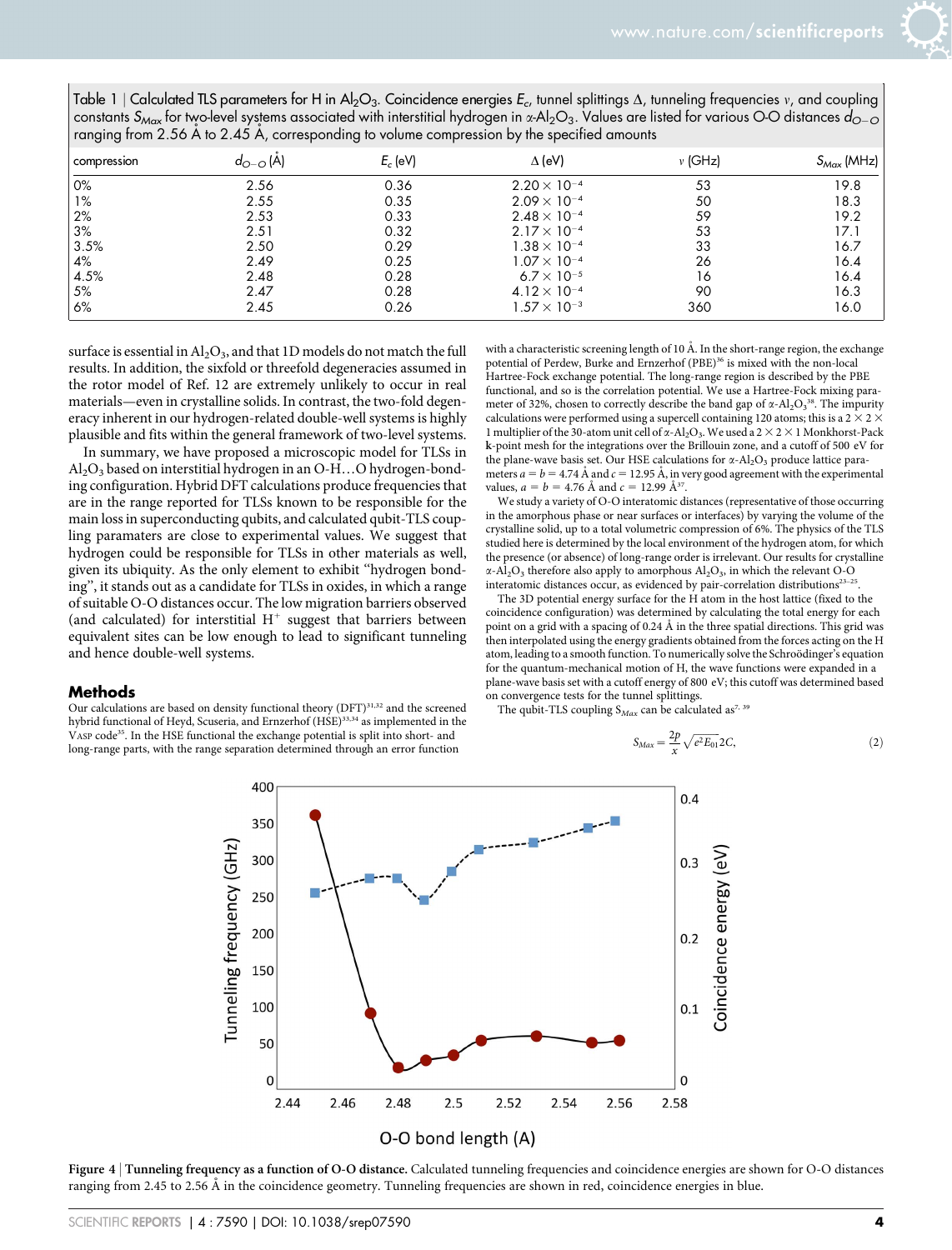Table 1 | Calculated TLS parameters for H in $Al_2O_3$. Coincidence energies $E_c$, tunnel splittings $\Delta$, tunneling frequencies $\nu$, and coupling constants $S_{Max}$ for two-level systems associated with interstitial hydrogen in $\alpha$-$Al_2O_3$. Values are listed for various O-O distances $d_{O-O}$ ranging from 2.56 Å to 2.45 Å, corresponding to volume compression by the specified amounts

| compression | $d_{O-O}$ (Å) | $E_c$ (eV) | $\Delta$ (eV) | $\nu$ (GHz) | $S_{Max}$ (MHz) |
|---|---|---|---|---|---|
| 0% | 2.56 | 0.36 | $2.20 \times 10^{-4}$ | 53 | 19.8 |
| 1% | 2.55 | 0.35 | $2.09 \times 10^{-4}$ | 50 | 18.3 |
| 2% | 2.53 | 0.33 | $2.48 \times 10^{-4}$ | 59 | 19.2 |
| 3% | 2.51 | 0.32 | $2.17 \times 10^{-4}$ | 53 | 17.1 |
| 3.5% | 2.50 | 0.29 | $1.38 \times 10^{-4}$ | 33 | 16.7 |
| 4% | 2.49 | 0.25 | $1.07 \times 10^{-4}$ | 26 | 16.4 |
| 4.5% | 2.48 | 0.28 | $6.7 \times 10^{-5}$ | 16 | 16.4 |
| 5% | 2.47 | 0.28 | $4.12 \times 10^{-4}$ | 90 | 16.3 |
| 6% | 2.45 | 0.26 | $1.57 \times 10^{-3}$ | 360 | 16.0 |

surface is essential in $Al_2O_3$, and that 1D models do not match the full results. In addition, the sixfold or threefold degeneracies assumed in the rotor model of Ref. 12 are extremely unlikely to occur in real materials—even in crystalline solids. In contrast, the two-fold degeneracy inherent in our hydrogen-related double-well systems is highly plausible and fits within the general framework of two-level systems.

In summary, we have proposed a microscopic model for TLSs in $Al_2O_3$ based on interstitial hydrogen in an O-H…O hydrogen-bonding configuration. Hybrid DFT calculations produce frequencies that are in the range reported for TLSs known to be responsible for the main loss in superconducting qubits, and calculated qubit-TLS coupling paramaters are close to experimental values. We suggest that hydrogen could be responsible for TLSs in other materials as well, given its ubiquity. As the only element to exhibit "hydrogen bonding", it stands out as a candidate for TLSs in oxides, in which a range of suitable O-O distances occur. The low migration barriers observed (and calculated) for interstitial $H^+$ suggest that barriers between equivalent sites can be low enough to lead to significant tunneling and hence double-well systems.

## Methods

Our calculations are based on density functional theory (DFT)[31,32] and the screened hybrid functional of Heyd, Scuseria, and Ernzerhof (HSE)[33,34] as implemented in the VASP code[35]. In the HSE functional the exchange potential is split into short- and long-range parts, with the range separation determined through an error function with a characteristic screening length of 10 Å. In the short-range region, the exchange potential of Perdew, Burke and Ernzerhof (PBE)[36] is mixed with the non-local Hartree-Fock exchange potential. The long-range region is described by the PBE functional, and so is the correlation potential. We use a Hartree-Fock mixing parameter of 32%, chosen to correctly describe the band gap of $\alpha$-$Al_2O_3$[38]. The impurity calculations were performed using a supercell containing 120 atoms; this is a $2 \times 2 \times 1$ multiplier of the 30-atom unit cell of $\alpha$-$Al_2O_3$. We used a $2 \times 2 \times 1$ Monkhorst-Pack **k**-point mesh for the integrations over the Brillouin zone, and a cutoff of 500 eV for the plane-wave basis set. Our HSE calculations for $\alpha$-$Al_2O_3$ produce lattice parameters $a = b = 4.74$ Å and $c = 12.95$ Å, in very good agreement with the experimental values, $a = b = 4.76$ Å and $c = 12.99$ Å[37].

We study a variety of O-O interatomic distances (representative of those occurring in the amorphous phase or near surfaces or interfaces) by varying the volume of the crystalline solid, up to a total volumetric compression of 6%. The physics of the TLS studied here is determined by the local environment of the hydrogen atom, for which the presence (or absence) of long-range order is irrelevant. Our results for crystalline $\alpha$-$Al_2O_3$ therefore also apply to amorphous $Al_2O_3$, in which the relevant O-O interatomic distances occur, as evidenced by pair-correlation distributions[23–25].

The 3D potential energy surface for the H atom in the host lattice (fixed to the coincidence configuration) was determined by calculating the total energy for each point on a grid with a spacing of 0.24 Å in the three spatial directions. This grid was then interpolated using the energy gradients obtained from the forces acting on the H atom, leading to a smooth function. To numerically solve the Schroödinger's equation for the quantum-mechanical motion of H, the wave functions were expanded in a plane-wave basis set with a cutoff energy of 800 eV; this cutoff was determined based on convergence tests for the tunnel splittings.

The qubit-TLS coupling $S_{Max}$ can be calculated as[7, 39]

$$S_{Max} = \frac{2p}{x}\sqrt{e^2 E_{01} 2C}, \tag{2}$$

**Figure 4 | Tunneling frequency as a function of O-O distance.** Calculated tunneling frequencies and coincidence energies are shown for O-O distances ranging from 2.45 to 2.56 Å in the coincidence geometry. Tunneling frequencies are shown in red, coincidence energies in blue.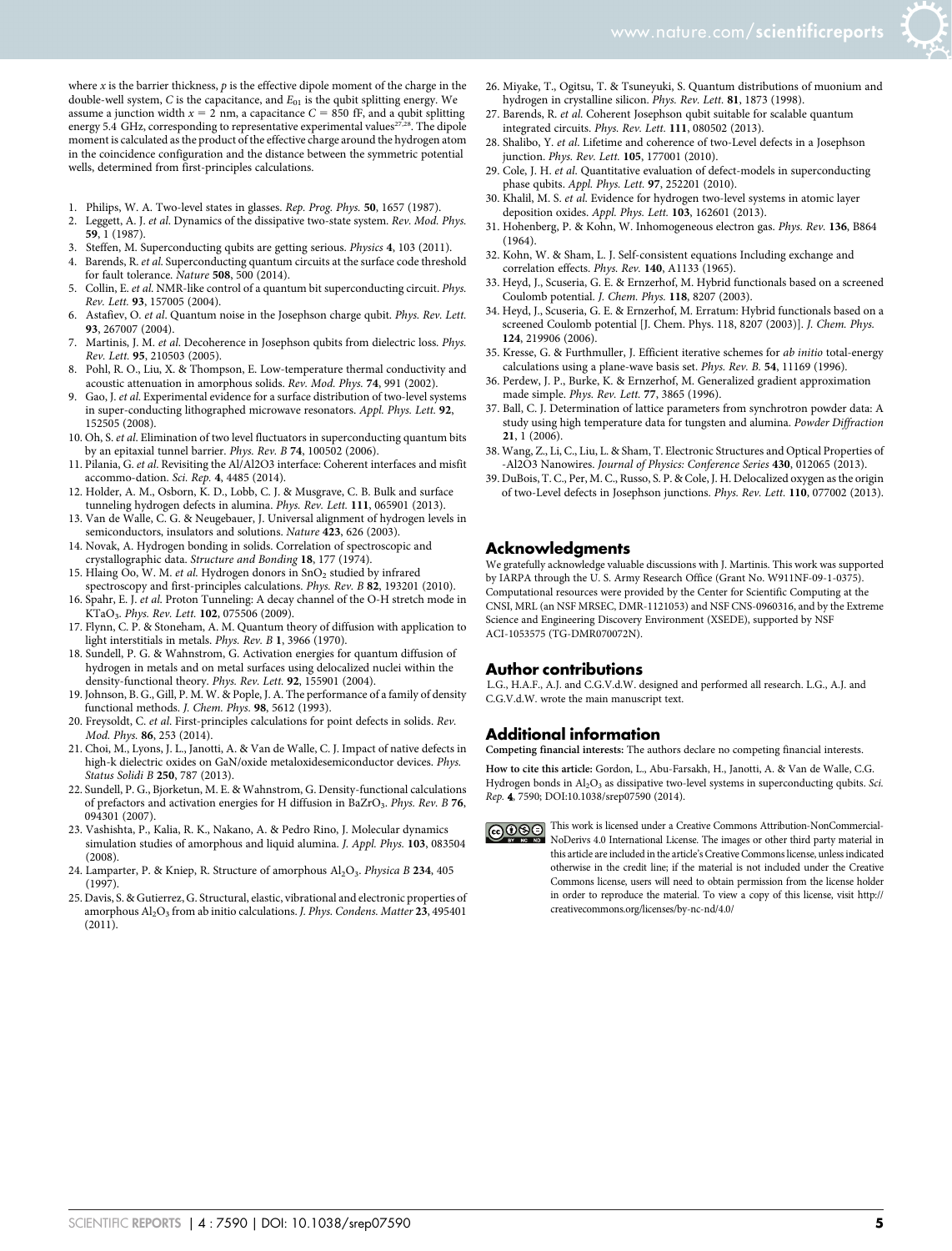where $x$ is the barrier thickness, $p$ is the effective dipole moment of the charge in the double-well system, $C$ is the capacitance, and $E_{01}$ is the qubit splitting energy. We assume a junction width $x = 2$ nm, a capacitance $C = 850$ fF, and a qubit splitting energy 5.4 GHz, corresponding to representative experimental values[27,28]. The dipole moment is calculated as the product of the effective charge around the hydrogen atom in the coincidence configuration and the distance between the symmetric potential wells, determined from first-principles calculations.

1. Philips, W. A. Two-level states in glasses. *Rep. Prog. Phys.* **50**, 1657 (1987).
2. Leggett, A. J. *et al*. Dynamics of the dissipative two-state system. *Rev. Mod. Phys.* **59**, 1 (1987).
3. Steffen, M. Superconducting qubits are getting serious. *Physics* **4**, 103 (2011).
4. Barends, R. *et al*. Superconducting quantum circuits at the surface code threshold for fault tolerance. *Nature* **508**, 500 (2014).
5. Collin, E. *et al*. NMR-like control of a quantum bit superconducting circuit. *Phys. Rev. Lett.* **93**, 157005 (2004).
6. Astafiev, O. *et al*. Quantum noise in the Josephson charge qubit. *Phys. Rev. Lett.* **93**, 267007 (2004).
7. Martinis, J. M. *et al*. Decoherence in Josephson qubits from dielectric loss. *Phys. Rev. Lett.* **95**, 210503 (2005).
8. Pohl, R. O., Liu, X. & Thompson, E. Low-temperature thermal conductivity and acoustic attenuation in amorphous solids. *Rev. Mod. Phys.* **74**, 991 (2002).
9. Gao, J. *et al*. Experimental evidence for a surface distribution of two-level systems in super-conducting lithographed microwave resonators. *Appl. Phys. Lett.* **92**, 152505 (2008).
10. Oh, S. *et al*. Elimination of two level fluctuators in superconducting quantum bits by an epitaxial tunnel barrier. *Phys. Rev. B* **74**, 100502 (2006).
11. Pilania, G. *et al*. Revisiting the Al/Al2O3 interface: Coherent interfaces and misfit accommo-dation. *Sci. Rep.* **4**, 4485 (2014).
12. Holder, A. M., Osborn, K. D., Lobb, C. J. & Musgrave, C. B. Bulk and surface tunneling hydrogen defects in alumina. *Phys. Rev. Lett.* **111**, 065901 (2013).
13. Van de Walle, C. G. & Neugebauer, J. Universal alignment of hydrogen levels in semiconductors, insulators and solutions. *Nature* **423**, 626 (2003).
14. Novak, A. Hydrogen bonding in solids. Correlation of spectroscopic and crystallographic data. *Structure and Bonding* **18**, 177 (1974).
15. Hlaing Oo, W. M. *et al*. Hydrogen donors in $SnO_2$ studied by infrared spectroscopy and first-principles calculations. *Phys. Rev. B* **82**, 193201 (2010).
16. Spahr, E. J. *et al*. Proton Tunneling: A decay channel of the O-H stretch mode in $KTaO_3$. *Phys. Rev. Lett.* **102**, 075506 (2009).
17. Flynn, C. P. & Stoneham, A. M. Quantum theory of diffusion with application to light interstitials in metals. *Phys. Rev. B* **1**, 3966 (1970).
18. Sundell, P. G. & Wahnstrom, G. Activation energies for quantum diffusion of hydrogen in metals and on metal surfaces using delocalized nuclei within the density-functional theory. *Phys. Rev. Lett.* **92**, 155901 (2004).
19. Johnson, B. G., Gill, P. M. W. & Pople, J. A. The performance of a family of density functional methods. *J. Chem. Phys.* **98**, 5612 (1993).
20. Freysoldt, C. *et al*. First-principles calculations for point defects in solids. *Rev. Mod. Phys.* **86**, 253 (2014).
21. Choi, M., Lyons, J. L., Janotti, A. & Van de Walle, C. J. Impact of native defects in high-k dielectric oxides on GaN/oxide metaloxidesemiconductor devices. *Phys. Status Solidi B* **250**, 787 (2013).
22. Sundell, P. G., Bjorketun, M. E. & Wahnstrom, G. Density-functional calculations of prefactors and activation energies for H diffusion in $BaZrO_3$. *Phys. Rev. B* **76**, 094301 (2007).
23. Vashishta, P., Kalia, R. K., Nakano, A. & Pedro Rino, J. Molecular dynamics simulation studies of amorphous and liquid alumina. *J. Appl. Phys.* **103**, 083504 (2008).
24. Lamparter, P. & Kniep, R. Structure of amorphous $Al_2O_3$. *Physica B* **234**, 405 (1997).
25. Davis, S. & Gutierrez, G. Structural, elastic, vibrational and electronic properties of amorphous $Al_2O_3$ from ab initio calculations. *J. Phys. Condens. Matter* **23**, 495401 (2011).
26. Miyake, T., Ogitsu, T. & Tsuneyuki, S. Quantum distributions of muonium and hydrogen in crystalline silicon. *Phys. Rev. Lett.* **81**, 1873 (1998).
27. Barends, R. *et al*. Coherent Josephson qubit suitable for scalable quantum integrated circuits. *Phys. Rev. Lett.* **111**, 080502 (2013).
28. Shalibo, Y. *et al*. Lifetime and coherence of two-Level defects in a Josephson junction. *Phys. Rev. Lett.* **105**, 177001 (2010).
29. Cole, J. H. *et al*. Quantitative evaluation of defect-models in superconducting phase qubits. *Appl. Phys. Lett.* **97**, 252201 (2010).
30. Khalil, M. S. *et al*. Evidence for hydrogen two-level systems in atomic layer deposition oxides. *Appl. Phys. Lett.* **103**, 162601 (2013).
31. Hohenberg, P. & Kohn, W. Inhomogeneous electron gas. *Phys. Rev.* **136**, B864 (1964).
32. Kohn, W. & Sham, L. J. Self-consistent equations Including exchange and correlation effects. *Phys. Rev.* **140**, A1133 (1965).
33. Heyd, J., Scuseria, G. E. & Ernzerhof, M. Hybrid functionals based on a screened Coulomb potential. *J. Chem. Phys.* **118**, 8207 (2003).
34. Heyd, J., Scuseria, G. E. & Ernzerhof, M. Erratum: Hybrid functionals based on a screened Coulomb potential [J. Chem. Phys. 118, 8207 (2003)]. *J. Chem. Phys.* **124**, 219906 (2006).
35. Kresse, G. & Furthmuller, J. Efficient iterative schemes for *ab initio* total-energy calculations using a plane-wave basis set. *Phys. Rev. B.* **54**, 11169 (1996).
36. Perdew, J. P., Burke, K. & Ernzerhof, M. Generalized gradient approximation made simple. *Phys. Rev. Lett.* **77**, 3865 (1996).
37. Ball, C. J. Determination of lattice parameters from synchrotron powder data: A study using high temperature data for tungsten and alumina. *Powder Diffraction* **21**, 1 (2006).
38. Wang, Z., Li, C., Liu, L. & Sham, T. Electronic Structures and Optical Properties of -Al2O3 Nanowires. *Journal of Physics: Conference Series* **430**, 012065 (2013).
39. DuBois, T. C., Per, M. C., Russo, S. P. & Cole, J. H. Delocalized oxygen as the origin of two-Level defects in Josephson junctions. *Phys. Rev. Lett.* **110**, 077002 (2013).

## Acknowledgments

We gratefully acknowledge valuable discussions with J. Martinis. This work was supported by IARPA through the U. S. Army Research Office (Grant No. W911NF-09-1-0375). Computational resources were provided by the Center for Scientific Computing at the CNSI, MRL (an NSF MRSEC, DMR-1121053) and NSF CNS-0960316, and by the Extreme Science and Engineering Discovery Environment (XSEDE), supported by NSF ACI-1053575 (TG-DMR070072N).

## Author contributions

L.G., H.A.F., A.J. and C.G.V.d.W. designed and performed all research. L.G., A.J. and C.G.V.d.W. wrote the main manuscript text.

## Additional information

**Competing financial interests:** The authors declare no competing financial interests.

**How to cite this article:** Gordon, L., Abu-Farsakh, H., Janotti, A. & Van de Walle, C.G. Hydrogen bonds in $Al_2O_3$ as dissipative two-level systems in superconducting qubits. *Sci. Rep.* **4**, 7590; DOI:10.1038/srep07590 (2014).

This work is licensed under a Creative Commons Attribution-NonCommercial-NoDerivs 4.0 International License. The images or other third party material in this article are included in the article's Creative Commons license, unless indicated otherwise in the credit line; if the material is not included under the Creative Commons license, users will need to obtain permission from the license holder in order to reproduce the material. To view a copy of this license, visit http://creativecommons.org/licenses/by-nc-nd/4.0/